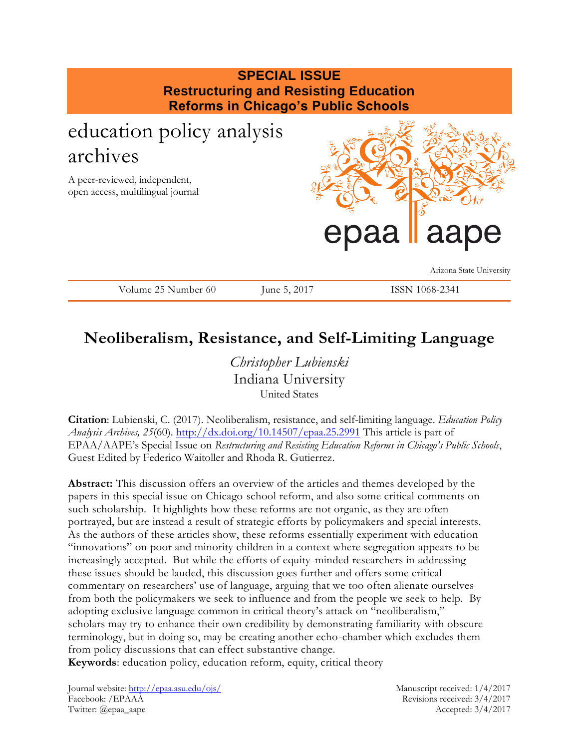**SPECIAL ISSUE**
**Restructuring and Resisting Education Reforms in Chicago's Public Schools**

# education policy analysis archives

A peer-reviewed, independent, open access, multilingual journal

epaa aape

Arizona State University

Volume 25 Number 60 | June 5, 2017 | ISSN 1068-2341

## Neoliberalism, Resistance, and Self-Limiting Language

*Christopher Lubienski*
Indiana University
United States

**Citation**: Lubienski, C. (2017). Neoliberalism, resistance, and self-limiting language. *Education Policy Analysis Archives, 25*(60). http://dx.doi.org/10.14507/epaa.25.2991 This article is part of EPAA/AAPE's Special Issue on *Restructuring and Resisting Education Reforms in Chicago's Public Schools*, Guest Edited by Federico Waitoller and Rhoda R. Gutierrez.

**Abstract:** This discussion offers an overview of the articles and themes developed by the papers in this special issue on Chicago school reform, and also some critical comments on such scholarship. It highlights how these reforms are not organic, as they are often portrayed, but are instead a result of strategic efforts by policymakers and special interests. As the authors of these articles show, these reforms essentially experiment with education "innovations" on poor and minority children in a context where segregation appears to be increasingly accepted. But while the efforts of equity-minded researchers in addressing these issues should be lauded, this discussion goes further and offers some critical commentary on researchers' use of language, arguing that we too often alienate ourselves from both the policymakers we seek to influence and from the people we seek to help. By adopting exclusive language common in critical theory's attack on "neoliberalism," scholars may try to enhance their own credibility by demonstrating familiarity with obscure terminology, but in doing so, may be creating another echo-chamber which excludes them from policy discussions that can effect substantive change.

**Keywords**: education policy, education reform, equity, critical theory

Journal website: http://epaa.asu.edu/ojs/
Facebook: /EPAAA
Twitter: @epaa_aape

Manuscript received: 1/4/2017
Revisions received: 3/4/2017
Accepted: 3/4/2017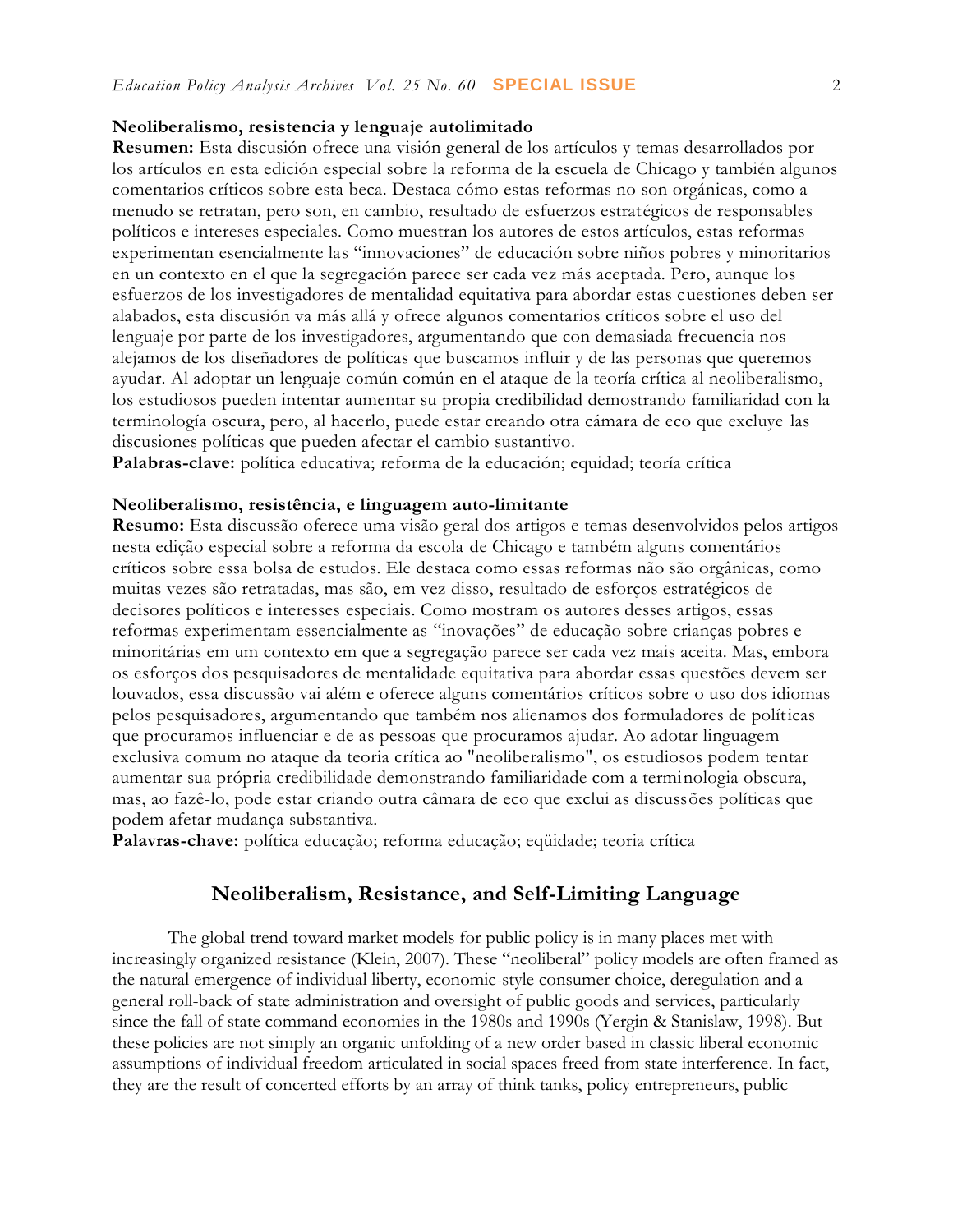**Neoliberalismo, resistencia y lenguaje autolimitado**

**Resumen:** Esta discusión ofrece una visión general de los artículos y temas desarrollados por los artículos en esta edición especial sobre la reforma de la escuela de Chicago y también algunos comentarios críticos sobre esta beca. Destaca cómo estas reformas no son orgánicas, como a menudo se retratan, pero son, en cambio, resultado de esfuerzos estratégicos de responsables políticos e intereses especiales. Como muestran los autores de estos artículos, estas reformas experimentan esencialmente las "innovaciones" de educación sobre niños pobres y minoritarios en un contexto en el que la segregación parece ser cada vez más aceptada. Pero, aunque los esfuerzos de los investigadores de mentalidad equitativa para abordar estas cuestiones deben ser alabados, esta discusión va más allá y ofrece algunos comentarios críticos sobre el uso del lenguaje por parte de los investigadores, argumentando que con demasiada frecuencia nos alejamos de los diseñadores de políticas que buscamos influir y de las personas que queremos ayudar. Al adoptar un lenguaje común común en el ataque de la teoría crítica al neoliberalismo, los estudiosos pueden intentar aumentar su propia credibilidad demostrando familiaridad con la terminología oscura, pero, al hacerlo, puede estar creando otra cámara de eco que excluye las discusiones políticas que pueden afectar el cambio sustantivo.

**Palabras-clave:** política educativa; reforma de la educación; equidad; teoría crítica

**Neoliberalismo, resistência, e linguagem auto-limitante**

**Resumo:** Esta discussão oferece uma visão geral dos artigos e temas desenvolvidos pelos artigos nesta edição especial sobre a reforma da escola de Chicago e também alguns comentários críticos sobre essa bolsa de estudos. Ele destaca como essas reformas não são orgânicas, como muitas vezes são retratadas, mas são, em vez disso, resultado de esforços estratégicos de decisores políticos e interesses especiais. Como mostram os autores desses artigos, essas reformas experimentam essencialmente as "inovações" de educação sobre crianças pobres e minoritárias em um contexto em que a segregação parece ser cada vez mais aceita. Mas, embora os esforços dos pesquisadores de mentalidade equitativa para abordar essas questões devem ser louvados, essa discussão vai além e oferece alguns comentários críticos sobre o uso dos idiomas pelos pesquisadores, argumentando que também nos alienamos dos formuladores de políticas que procuramos influenciar e de as pessoas que procuramos ajudar. Ao adotar linguagem exclusiva comum no ataque da teoria crítica ao "neoliberalismo", os estudiosos podem tentar aumentar sua própria credibilidade demonstrando familiaridade com a terminologia obscura, mas, ao fazê-lo, pode estar criando outra câmara de eco que exclui as discussões políticas que podem afetar mudança substantiva.

**Palavras-chave:** política educação; reforma educação; eqüidade; teoria crítica

## Neoliberalism, Resistance, and Self-Limiting Language

The global trend toward market models for public policy is in many places met with increasingly organized resistance (Klein, 2007). These "neoliberal" policy models are often framed as the natural emergence of individual liberty, economic-style consumer choice, deregulation and a general roll-back of state administration and oversight of public goods and services, particularly since the fall of state command economies in the 1980s and 1990s (Yergin & Stanislaw, 1998). But these policies are not simply an organic unfolding of a new order based in classic liberal economic assumptions of individual freedom articulated in social spaces freed from state interference. In fact, they are the result of concerted efforts by an array of think tanks, policy entrepreneurs, public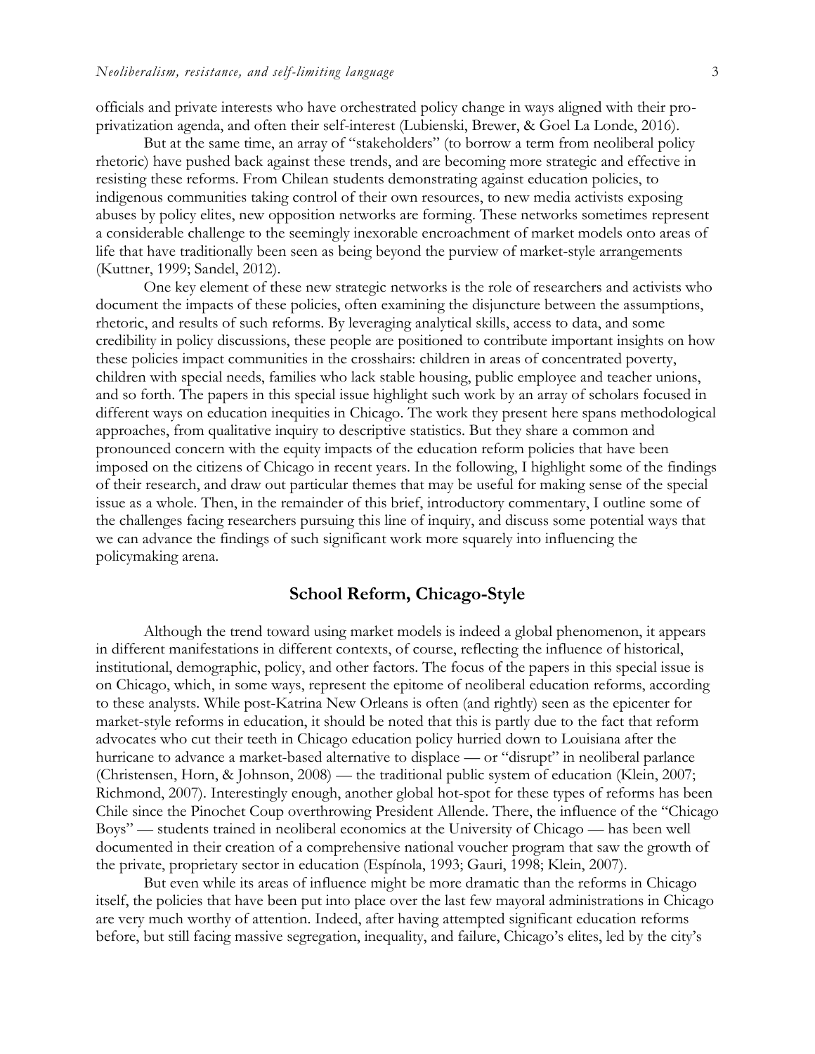officials and private interests who have orchestrated policy change in ways aligned with their pro-privatization agenda, and often their self-interest (Lubienski, Brewer, & Goel La Londe, 2016).

But at the same time, an array of "stakeholders" (to borrow a term from neoliberal policy rhetoric) have pushed back against these trends, and are becoming more strategic and effective in resisting these reforms. From Chilean students demonstrating against education policies, to indigenous communities taking control of their own resources, to new media activists exposing abuses by policy elites, new opposition networks are forming. These networks sometimes represent a considerable challenge to the seemingly inexorable encroachment of market models onto areas of life that have traditionally been seen as being beyond the purview of market-style arrangements (Kuttner, 1999; Sandel, 2012).

One key element of these new strategic networks is the role of researchers and activists who document the impacts of these policies, often examining the disjuncture between the assumptions, rhetoric, and results of such reforms. By leveraging analytical skills, access to data, and some credibility in policy discussions, these people are positioned to contribute important insights on how these policies impact communities in the crosshairs: children in areas of concentrated poverty, children with special needs, families who lack stable housing, public employee and teacher unions, and so forth. The papers in this special issue highlight such work by an array of scholars focused in different ways on education inequities in Chicago. The work they present here spans methodological approaches, from qualitative inquiry to descriptive statistics. But they share a common and pronounced concern with the equity impacts of the education reform policies that have been imposed on the citizens of Chicago in recent years. In the following, I highlight some of the findings of their research, and draw out particular themes that may be useful for making sense of the special issue as a whole. Then, in the remainder of this brief, introductory commentary, I outline some of the challenges facing researchers pursuing this line of inquiry, and discuss some potential ways that we can advance the findings of such significant work more squarely into influencing the policymaking arena.

## School Reform, Chicago-Style

Although the trend toward using market models is indeed a global phenomenon, it appears in different manifestations in different contexts, of course, reflecting the influence of historical, institutional, demographic, policy, and other factors. The focus of the papers in this special issue is on Chicago, which, in some ways, represent the epitome of neoliberal education reforms, according to these analysts. While post-Katrina New Orleans is often (and rightly) seen as the epicenter for market-style reforms in education, it should be noted that this is partly due to the fact that reform advocates who cut their teeth in Chicago education policy hurried down to Louisiana after the hurricane to advance a market-based alternative to displace — or "disrupt" in neoliberal parlance (Christensen, Horn, & Johnson, 2008) — the traditional public system of education (Klein, 2007; Richmond, 2007). Interestingly enough, another global hot-spot for these types of reforms has been Chile since the Pinochet Coup overthrowing President Allende. There, the influence of the "Chicago Boys" — students trained in neoliberal economics at the University of Chicago — has been well documented in their creation of a comprehensive national voucher program that saw the growth of the private, proprietary sector in education (Espínola, 1993; Gauri, 1998; Klein, 2007).

But even while its areas of influence might be more dramatic than the reforms in Chicago itself, the policies that have been put into place over the last few mayoral administrations in Chicago are very much worthy of attention. Indeed, after having attempted significant education reforms before, but still facing massive segregation, inequality, and failure, Chicago's elites, led by the city's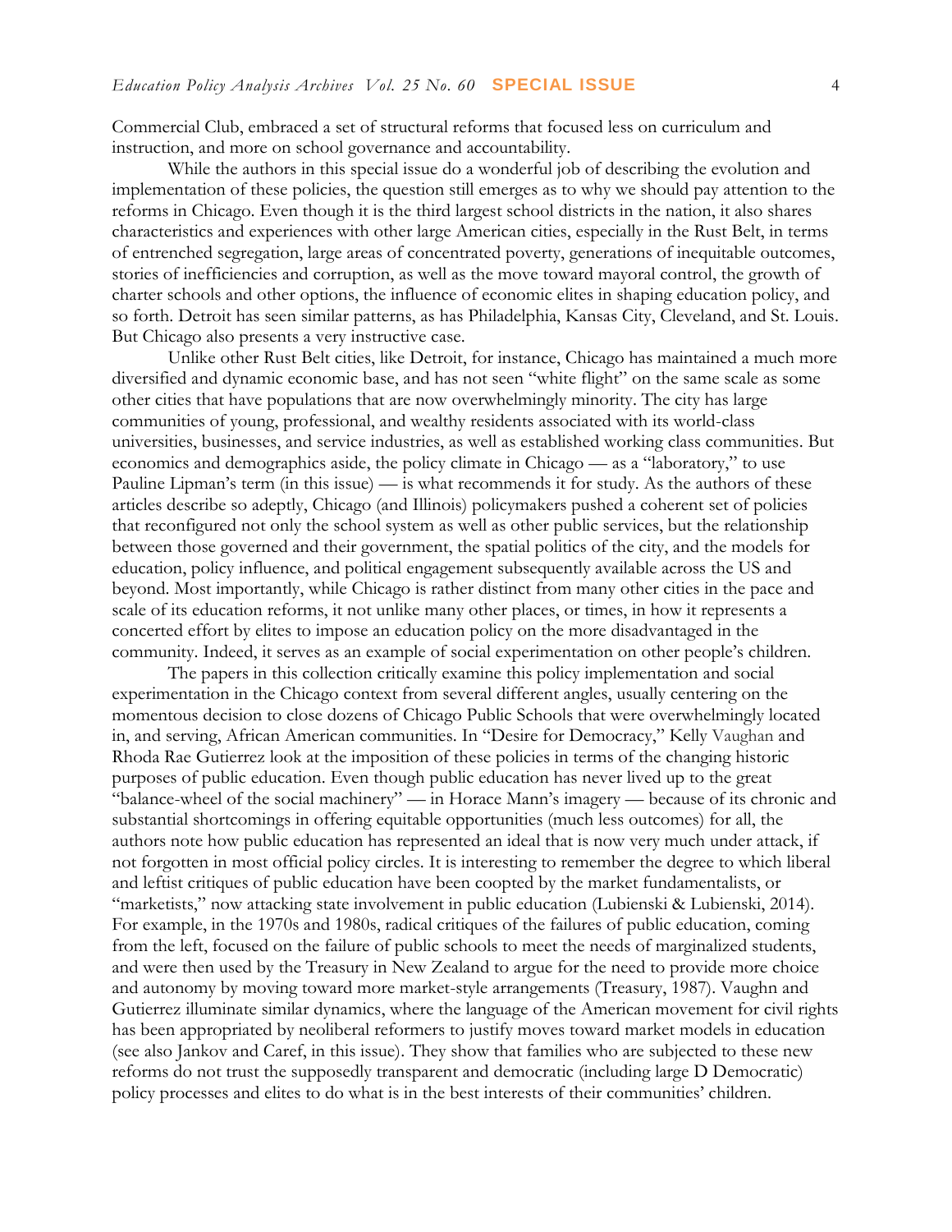Commercial Club, embraced a set of structural reforms that focused less on curriculum and instruction, and more on school governance and accountability.

While the authors in this special issue do a wonderful job of describing the evolution and implementation of these policies, the question still emerges as to why we should pay attention to the reforms in Chicago. Even though it is the third largest school districts in the nation, it also shares characteristics and experiences with other large American cities, especially in the Rust Belt, in terms of entrenched segregation, large areas of concentrated poverty, generations of inequitable outcomes, stories of inefficiencies and corruption, as well as the move toward mayoral control, the growth of charter schools and other options, the influence of economic elites in shaping education policy, and so forth. Detroit has seen similar patterns, as has Philadelphia, Kansas City, Cleveland, and St. Louis. But Chicago also presents a very instructive case.

Unlike other Rust Belt cities, like Detroit, for instance, Chicago has maintained a much more diversified and dynamic economic base, and has not seen "white flight" on the same scale as some other cities that have populations that are now overwhelmingly minority. The city has large communities of young, professional, and wealthy residents associated with its world-class universities, businesses, and service industries, as well as established working class communities. But economics and demographics aside, the policy climate in Chicago — as a "laboratory," to use Pauline Lipman's term (in this issue) — is what recommends it for study. As the authors of these articles describe so adeptly, Chicago (and Illinois) policymakers pushed a coherent set of policies that reconfigured not only the school system as well as other public services, but the relationship between those governed and their government, the spatial politics of the city, and the models for education, policy influence, and political engagement subsequently available across the US and beyond. Most importantly, while Chicago is rather distinct from many other cities in the pace and scale of its education reforms, it not unlike many other places, or times, in how it represents a concerted effort by elites to impose an education policy on the more disadvantaged in the community. Indeed, it serves as an example of social experimentation on other people's children.

The papers in this collection critically examine this policy implementation and social experimentation in the Chicago context from several different angles, usually centering on the momentous decision to close dozens of Chicago Public Schools that were overwhelmingly located in, and serving, African American communities. In "Desire for Democracy," Kelly Vaughan and Rhoda Rae Gutierrez look at the imposition of these policies in terms of the changing historic purposes of public education. Even though public education has never lived up to the great "balance-wheel of the social machinery" — in Horace Mann's imagery — because of its chronic and substantial shortcomings in offering equitable opportunities (much less outcomes) for all, the authors note how public education has represented an ideal that is now very much under attack, if not forgotten in most official policy circles. It is interesting to remember the degree to which liberal and leftist critiques of public education have been coopted by the market fundamentalists, or "marketists," now attacking state involvement in public education (Lubienski & Lubienski, 2014). For example, in the 1970s and 1980s, radical critiques of the failures of public education, coming from the left, focused on the failure of public schools to meet the needs of marginalized students, and were then used by the Treasury in New Zealand to argue for the need to provide more choice and autonomy by moving toward more market-style arrangements (Treasury, 1987). Vaughn and Gutierrez illuminate similar dynamics, where the language of the American movement for civil rights has been appropriated by neoliberal reformers to justify moves toward market models in education (see also Jankov and Caref, in this issue). They show that families who are subjected to these new reforms do not trust the supposedly transparent and democratic (including large D Democratic) policy processes and elites to do what is in the best interests of their communities' children.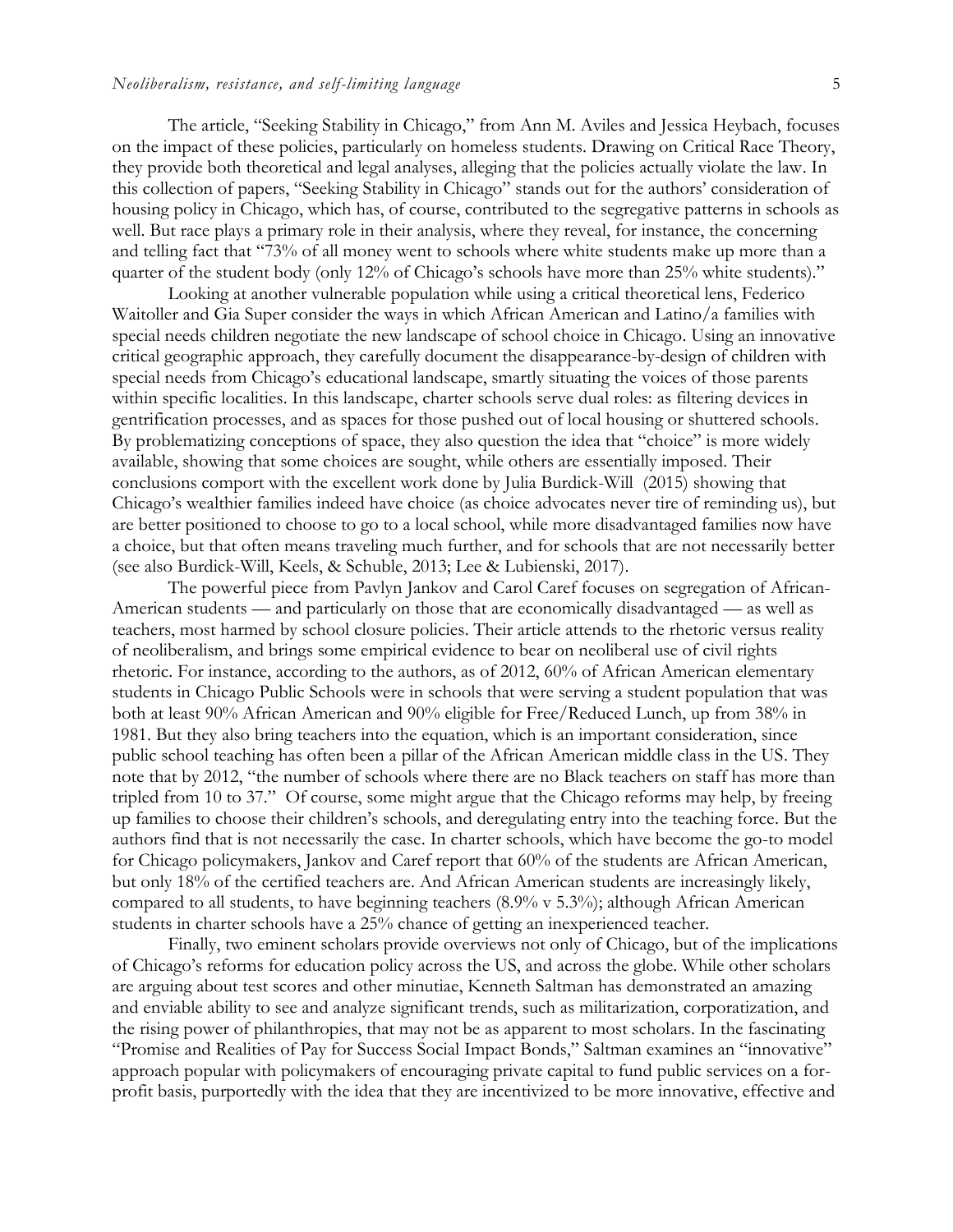The article, "Seeking Stability in Chicago," from Ann M. Aviles and Jessica Heybach, focuses on the impact of these policies, particularly on homeless students. Drawing on Critical Race Theory, they provide both theoretical and legal analyses, alleging that the policies actually violate the law. In this collection of papers, "Seeking Stability in Chicago" stands out for the authors' consideration of housing policy in Chicago, which has, of course, contributed to the segregative patterns in schools as well. But race plays a primary role in their analysis, where they reveal, for instance, the concerning and telling fact that "73% of all money went to schools where white students make up more than a quarter of the student body (only 12% of Chicago's schools have more than 25% white students)."

Looking at another vulnerable population while using a critical theoretical lens, Federico Waitoller and Gia Super consider the ways in which African American and Latino/a families with special needs children negotiate the new landscape of school choice in Chicago. Using an innovative critical geographic approach, they carefully document the disappearance-by-design of children with special needs from Chicago's educational landscape, smartly situating the voices of those parents within specific localities. In this landscape, charter schools serve dual roles: as filtering devices in gentrification processes, and as spaces for those pushed out of local housing or shuttered schools. By problematizing conceptions of space, they also question the idea that "choice" is more widely available, showing that some choices are sought, while others are essentially imposed. Their conclusions comport with the excellent work done by Julia Burdick-Will (2015) showing that Chicago's wealthier families indeed have choice (as choice advocates never tire of reminding us), but are better positioned to choose to go to a local school, while more disadvantaged families now have a choice, but that often means traveling much further, and for schools that are not necessarily better (see also Burdick-Will, Keels, & Schuble, 2013; Lee & Lubienski, 2017).

The powerful piece from Pavlyn Jankov and Carol Caref focuses on segregation of African-American students — and particularly on those that are economically disadvantaged — as well as teachers, most harmed by school closure policies. Their article attends to the rhetoric versus reality of neoliberalism, and brings some empirical evidence to bear on neoliberal use of civil rights rhetoric. For instance, according to the authors, as of 2012, 60% of African American elementary students in Chicago Public Schools were in schools that were serving a student population that was both at least 90% African American and 90% eligible for Free/Reduced Lunch, up from 38% in 1981. But they also bring teachers into the equation, which is an important consideration, since public school teaching has often been a pillar of the African American middle class in the US. They note that by 2012, "the number of schools where there are no Black teachers on staff has more than tripled from 10 to 37." Of course, some might argue that the Chicago reforms may help, by freeing up families to choose their children's schools, and deregulating entry into the teaching force. But the authors find that is not necessarily the case. In charter schools, which have become the go-to model for Chicago policymakers, Jankov and Caref report that 60% of the students are African American, but only 18% of the certified teachers are. And African American students are increasingly likely, compared to all students, to have beginning teachers (8.9% v 5.3%); although African American students in charter schools have a 25% chance of getting an inexperienced teacher.

Finally, two eminent scholars provide overviews not only of Chicago, but of the implications of Chicago's reforms for education policy across the US, and across the globe. While other scholars are arguing about test scores and other minutiae, Kenneth Saltman has demonstrated an amazing and enviable ability to see and analyze significant trends, such as militarization, corporatization, and the rising power of philanthropies, that may not be as apparent to most scholars. In the fascinating "Promise and Realities of Pay for Success Social Impact Bonds," Saltman examines an "innovative" approach popular with policymakers of encouraging private capital to fund public services on a for-profit basis, purportedly with the idea that they are incentivized to be more innovative, effective and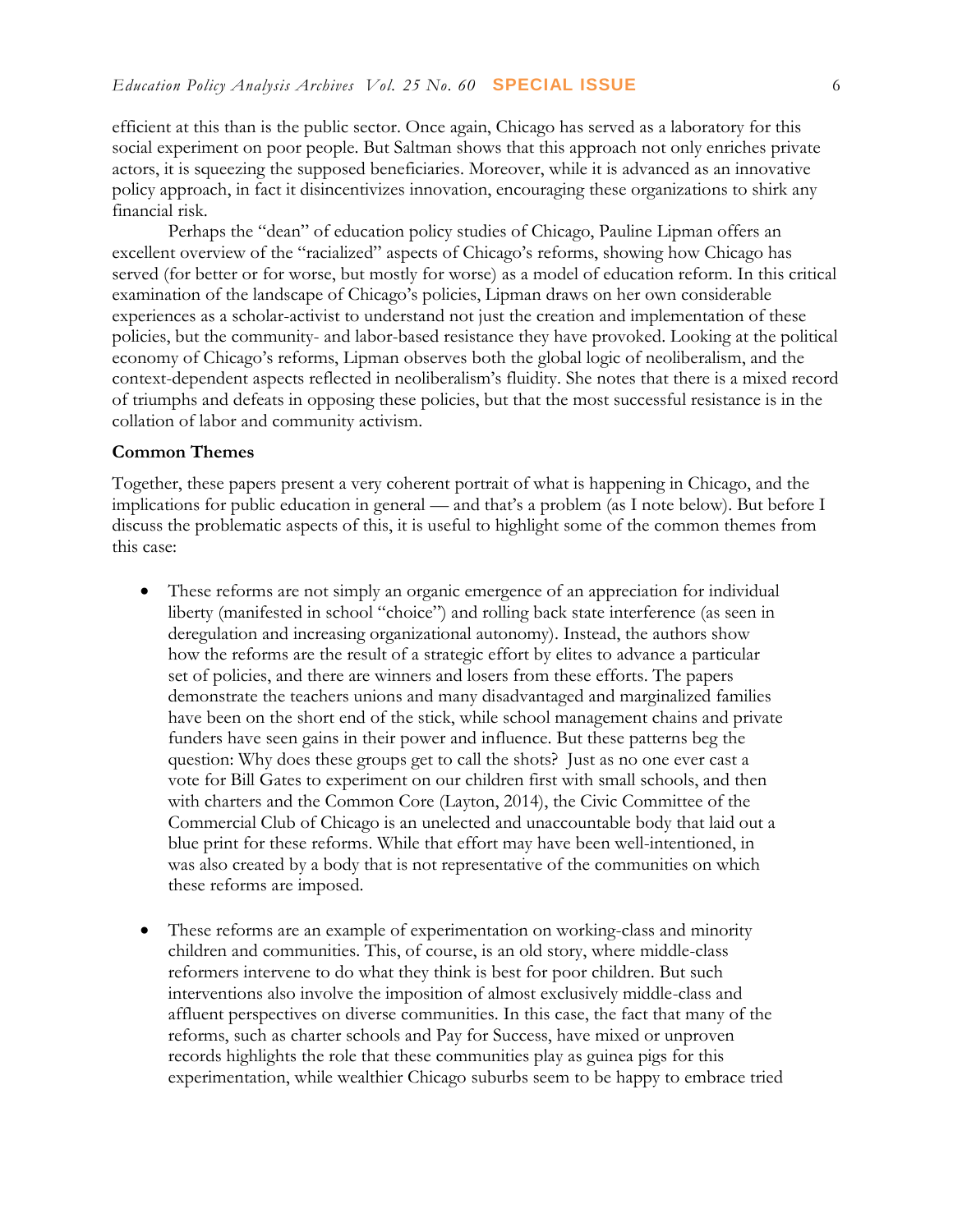efficient at this than is the public sector. Once again, Chicago has served as a laboratory for this social experiment on poor people. But Saltman shows that this approach not only enriches private actors, it is squeezing the supposed beneficiaries. Moreover, while it is advanced as an innovative policy approach, in fact it disincentivizes innovation, encouraging these organizations to shirk any financial risk.

Perhaps the "dean" of education policy studies of Chicago, Pauline Lipman offers an excellent overview of the "racialized" aspects of Chicago's reforms, showing how Chicago has served (for better or for worse, but mostly for worse) as a model of education reform. In this critical examination of the landscape of Chicago's policies, Lipman draws on her own considerable experiences as a scholar-activist to understand not just the creation and implementation of these policies, but the community- and labor-based resistance they have provoked. Looking at the political economy of Chicago's reforms, Lipman observes both the global logic of neoliberalism, and the context-dependent aspects reflected in neoliberalism's fluidity. She notes that there is a mixed record of triumphs and defeats in opposing these policies, but that the most successful resistance is in the collation of labor and community activism.

**Common Themes**

Together, these papers present a very coherent portrait of what is happening in Chicago, and the implications for public education in general — and that's a problem (as I note below). But before I discuss the problematic aspects of this, it is useful to highlight some of the common themes from this case:

- These reforms are not simply an organic emergence of an appreciation for individual liberty (manifested in school "choice") and rolling back state interference (as seen in deregulation and increasing organizational autonomy). Instead, the authors show how the reforms are the result of a strategic effort by elites to advance a particular set of policies, and there are winners and losers from these efforts. The papers demonstrate the teachers unions and many disadvantaged and marginalized families have been on the short end of the stick, while school management chains and private funders have seen gains in their power and influence. But these patterns beg the question: Why does these groups get to call the shots? Just as no one ever cast a vote for Bill Gates to experiment on our children first with small schools, and then with charters and the Common Core (Layton, 2014), the Civic Committee of the Commercial Club of Chicago is an unelected and unaccountable body that laid out a blue print for these reforms. While that effort may have been well-intentioned, in was also created by a body that is not representative of the communities on which these reforms are imposed.

- These reforms are an example of experimentation on working-class and minority children and communities. This, of course, is an old story, where middle-class reformers intervene to do what they think is best for poor children. But such interventions also involve the imposition of almost exclusively middle-class and affluent perspectives on diverse communities. In this case, the fact that many of the reforms, such as charter schools and Pay for Success, have mixed or unproven records highlights the role that these communities play as guinea pigs for this experimentation, while wealthier Chicago suburbs seem to be happy to embrace tried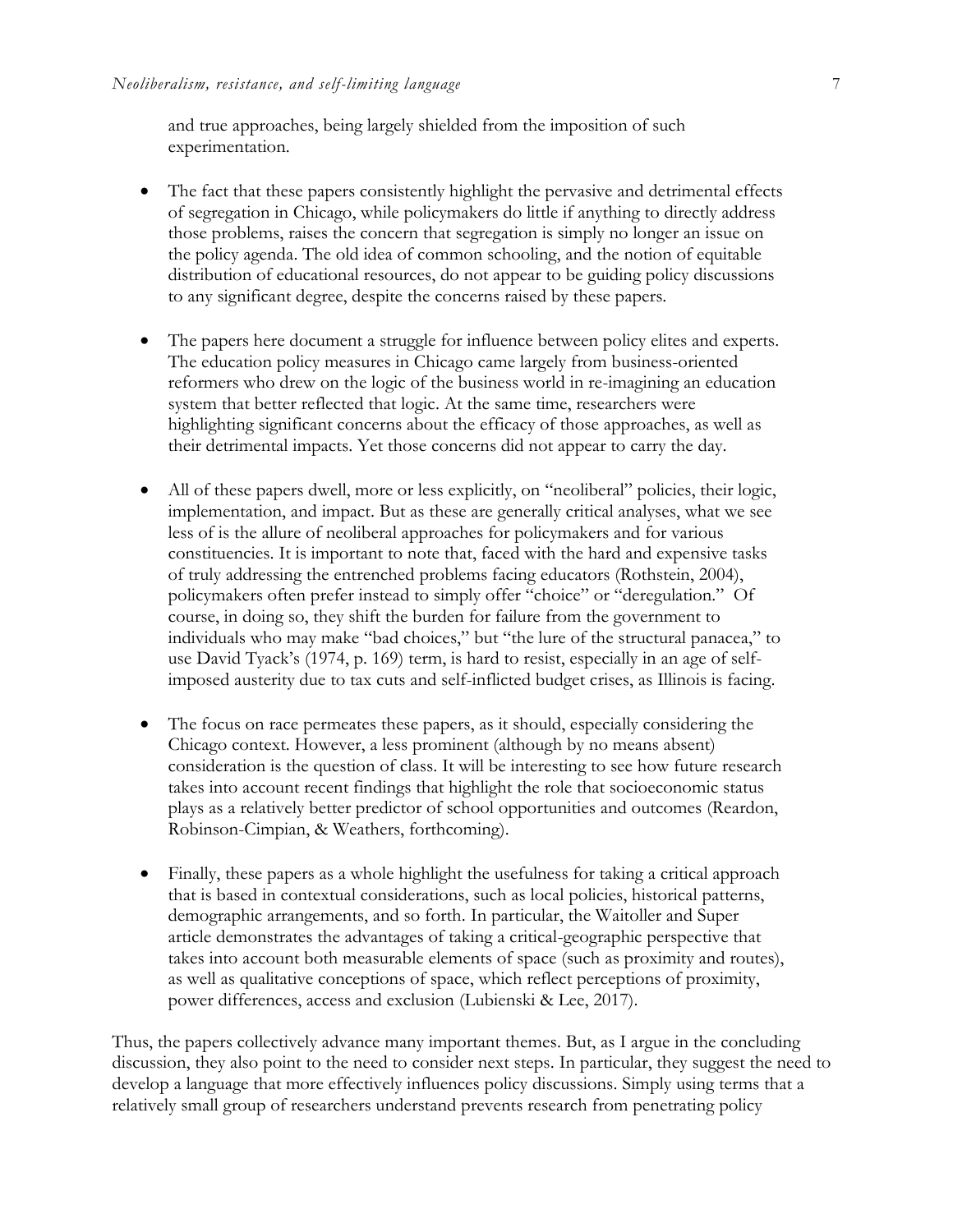and true approaches, being largely shielded from the imposition of such experimentation.

- The fact that these papers consistently highlight the pervasive and detrimental effects of segregation in Chicago, while policymakers do little if anything to directly address those problems, raises the concern that segregation is simply no longer an issue on the policy agenda. The old idea of common schooling, and the notion of equitable distribution of educational resources, do not appear to be guiding policy discussions to any significant degree, despite the concerns raised by these papers.

- The papers here document a struggle for influence between policy elites and experts. The education policy measures in Chicago came largely from business-oriented reformers who drew on the logic of the business world in re-imagining an education system that better reflected that logic. At the same time, researchers were highlighting significant concerns about the efficacy of those approaches, as well as their detrimental impacts. Yet those concerns did not appear to carry the day.

- All of these papers dwell, more or less explicitly, on "neoliberal" policies, their logic, implementation, and impact. But as these are generally critical analyses, what we see less of is the allure of neoliberal approaches for policymakers and for various constituencies. It is important to note that, faced with the hard and expensive tasks of truly addressing the entrenched problems facing educators (Rothstein, 2004), policymakers often prefer instead to simply offer "choice" or "deregulation." Of course, in doing so, they shift the burden for failure from the government to individuals who may make "bad choices," but "the lure of the structural panacea," to use David Tyack's (1974, p. 169) term, is hard to resist, especially in an age of self-imposed austerity due to tax cuts and self-inflicted budget crises, as Illinois is facing.

- The focus on race permeates these papers, as it should, especially considering the Chicago context. However, a less prominent (although by no means absent) consideration is the question of class. It will be interesting to see how future research takes into account recent findings that highlight the role that socioeconomic status plays as a relatively better predictor of school opportunities and outcomes (Reardon, Robinson-Cimpian, & Weathers, forthcoming).

- Finally, these papers as a whole highlight the usefulness for taking a critical approach that is based in contextual considerations, such as local policies, historical patterns, demographic arrangements, and so forth. In particular, the Waitoller and Super article demonstrates the advantages of taking a critical-geographic perspective that takes into account both measurable elements of space (such as proximity and routes), as well as qualitative conceptions of space, which reflect perceptions of proximity, power differences, access and exclusion (Lubienski & Lee, 2017).

Thus, the papers collectively advance many important themes. But, as I argue in the concluding discussion, they also point to the need to consider next steps. In particular, they suggest the need to develop a language that more effectively influences policy discussions. Simply using terms that a relatively small group of researchers understand prevents research from penetrating policy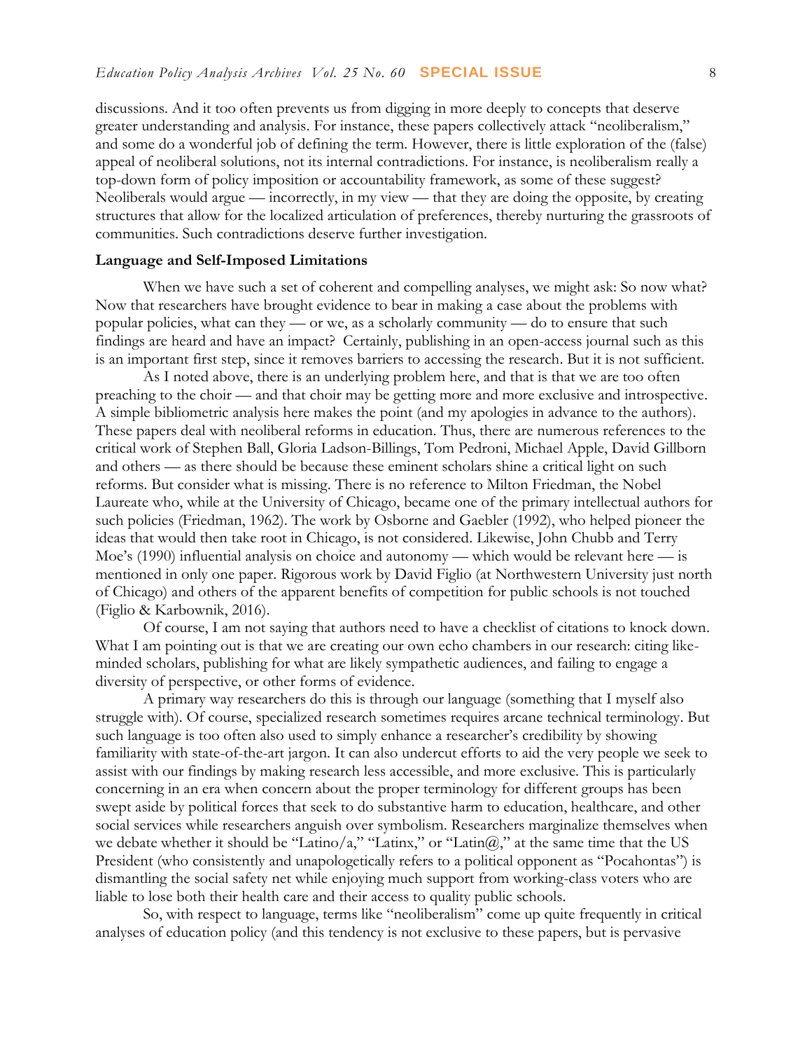discussions. And it too often prevents us from digging in more deeply to concepts that deserve greater understanding and analysis. For instance, these papers collectively attack "neoliberalism," and some do a wonderful job of defining the term. However, there is little exploration of the (false) appeal of neoliberal solutions, not its internal contradictions. For instance, is neoliberalism really a top-down form of policy imposition or accountability framework, as some of these suggest? Neoliberals would argue — incorrectly, in my view — that they are doing the opposite, by creating structures that allow for the localized articulation of preferences, thereby nurturing the grassroots of communities. Such contradictions deserve further investigation.

**Language and Self-Imposed Limitations**

When we have such a set of coherent and compelling analyses, we might ask: So now what? Now that researchers have brought evidence to bear in making a case about the problems with popular policies, what can they — or we, as a scholarly community — do to ensure that such findings are heard and have an impact? Certainly, publishing in an open-access journal such as this is an important first step, since it removes barriers to accessing the research. But it is not sufficient.

As I noted above, there is an underlying problem here, and that is that we are too often preaching to the choir — and that choir may be getting more and more exclusive and introspective. A simple bibliometric analysis here makes the point (and my apologies in advance to the authors). These papers deal with neoliberal reforms in education. Thus, there are numerous references to the critical work of Stephen Ball, Gloria Ladson-Billings, Tom Pedroni, Michael Apple, David Gillborn and others — as there should be because these eminent scholars shine a critical light on such reforms. But consider what is missing. There is no reference to Milton Friedman, the Nobel Laureate who, while at the University of Chicago, became one of the primary intellectual authors for such policies (Friedman, 1962). The work by Osborne and Gaebler (1992), who helped pioneer the ideas that would then take root in Chicago, is not considered. Likewise, John Chubb and Terry Moe's (1990) influential analysis on choice and autonomy — which would be relevant here — is mentioned in only one paper. Rigorous work by David Figlio (at Northwestern University just north of Chicago) and others of the apparent benefits of competition for public schools is not touched (Figlio & Karbownik, 2016).

Of course, I am not saying that authors need to have a checklist of citations to knock down. What I am pointing out is that we are creating our own echo chambers in our research: citing like-minded scholars, publishing for what are likely sympathetic audiences, and failing to engage a diversity of perspective, or other forms of evidence.

A primary way researchers do this is through our language (something that I myself also struggle with). Of course, specialized research sometimes requires arcane technical terminology. But such language is too often also used to simply enhance a researcher's credibility by showing familiarity with state-of-the-art jargon. It can also undercut efforts to aid the very people we seek to assist with our findings by making research less accessible, and more exclusive. This is particularly concerning in an era when concern about the proper terminology for different groups has been swept aside by political forces that seek to do substantive harm to education, healthcare, and other social services while researchers anguish over symbolism. Researchers marginalize themselves when we debate whether it should be "Latino/a," "Latinx," or "Latin@," at the same time that the US President (who consistently and unapologetically refers to a political opponent as "Pocahontas") is dismantling the social safety net while enjoying much support from working-class voters who are liable to lose both their health care and their access to quality public schools.

So, with respect to language, terms like "neoliberalism" come up quite frequently in critical analyses of education policy (and this tendency is not exclusive to these papers, but is pervasive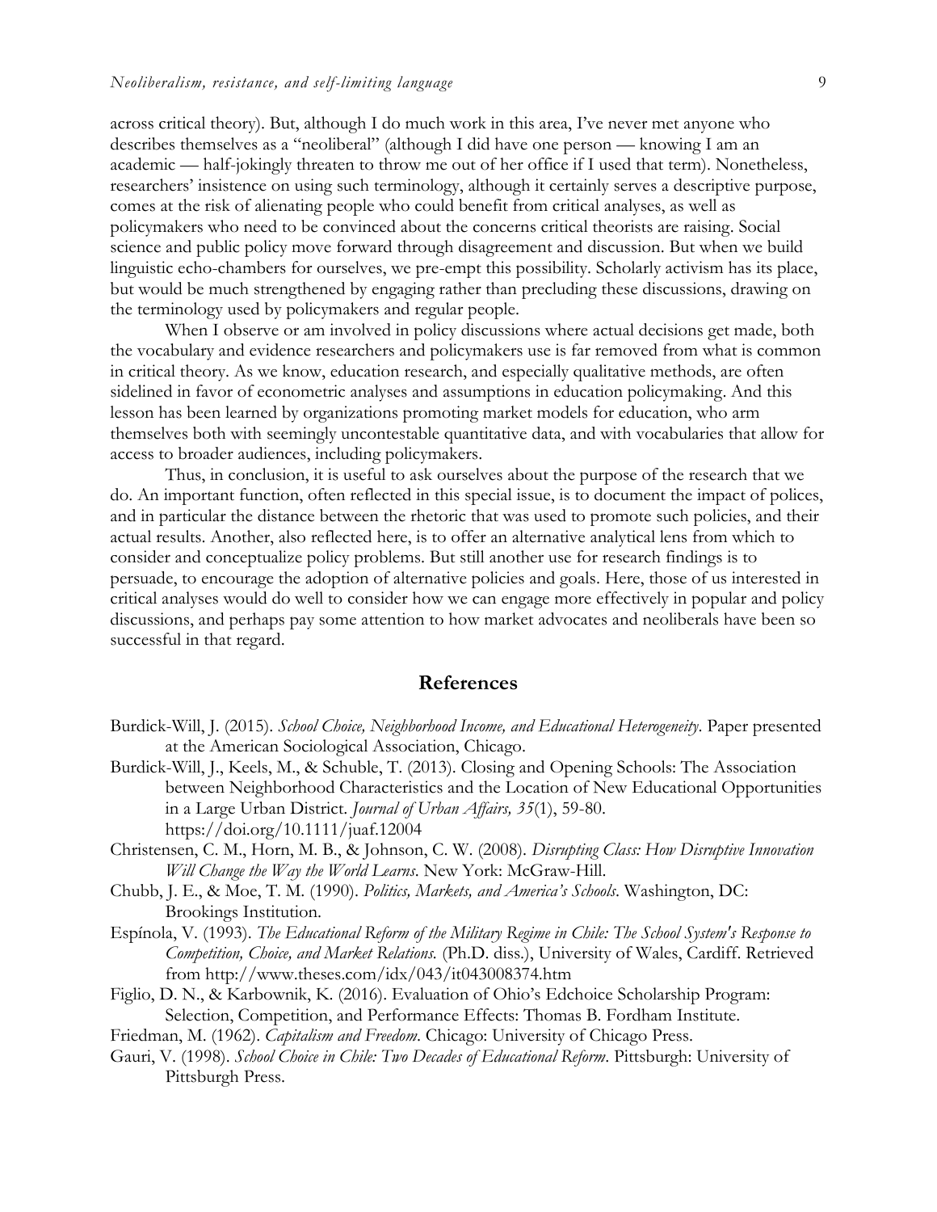across critical theory). But, although I do much work in this area, I've never met anyone who describes themselves as a "neoliberal" (although I did have one person — knowing I am an academic — half-jokingly threaten to throw me out of her office if I used that term). Nonetheless, researchers' insistence on using such terminology, although it certainly serves a descriptive purpose, comes at the risk of alienating people who could benefit from critical analyses, as well as policymakers who need to be convinced about the concerns critical theorists are raising. Social science and public policy move forward through disagreement and discussion. But when we build linguistic echo-chambers for ourselves, we pre-empt this possibility. Scholarly activism has its place, but would be much strengthened by engaging rather than precluding these discussions, drawing on the terminology used by policymakers and regular people.

When I observe or am involved in policy discussions where actual decisions get made, both the vocabulary and evidence researchers and policymakers use is far removed from what is common in critical theory. As we know, education research, and especially qualitative methods, are often sidelined in favor of econometric analyses and assumptions in education policymaking. And this lesson has been learned by organizations promoting market models for education, who arm themselves both with seemingly uncontestable quantitative data, and with vocabularies that allow for access to broader audiences, including policymakers.

Thus, in conclusion, it is useful to ask ourselves about the purpose of the research that we do. An important function, often reflected in this special issue, is to document the impact of polices, and in particular the distance between the rhetoric that was used to promote such policies, and their actual results. Another, also reflected here, is to offer an alternative analytical lens from which to consider and conceptualize policy problems. But still another use for research findings is to persuade, to encourage the adoption of alternative policies and goals. Here, those of us interested in critical analyses would do well to consider how we can engage more effectively in popular and policy discussions, and perhaps pay some attention to how market advocates and neoliberals have been so successful in that regard.

## References

Burdick-Will, J. (2015). *School Choice, Neighborhood Income, and Educational Heterogeneity*. Paper presented at the American Sociological Association, Chicago.

Burdick-Will, J., Keels, M., & Schuble, T. (2013). Closing and Opening Schools: The Association between Neighborhood Characteristics and the Location of New Educational Opportunities in a Large Urban District. *Journal of Urban Affairs, 35*(1), 59-80. https://doi.org/10.1111/juaf.12004

Christensen, C. M., Horn, M. B., & Johnson, C. W. (2008). *Disrupting Class: How Disruptive Innovation Will Change the Way the World Learns*. New York: McGraw-Hill.

Chubb, J. E., & Moe, T. M. (1990). *Politics, Markets, and America's Schools*. Washington, DC: Brookings Institution.

Espínola, V. (1993). *The Educational Reform of the Military Regime in Chile: The School System's Response to Competition, Choice, and Market Relations.* (Ph.D. diss.), University of Wales, Cardiff. Retrieved from http://www.theses.com/idx/043/it043008374.htm

Figlio, D. N., & Karbownik, K. (2016). Evaluation of Ohio's Edchoice Scholarship Program: Selection, Competition, and Performance Effects: Thomas B. Fordham Institute.

Friedman, M. (1962). *Capitalism and Freedom*. Chicago: University of Chicago Press.

Gauri, V. (1998). *School Choice in Chile: Two Decades of Educational Reform*. Pittsburgh: University of Pittsburgh Press.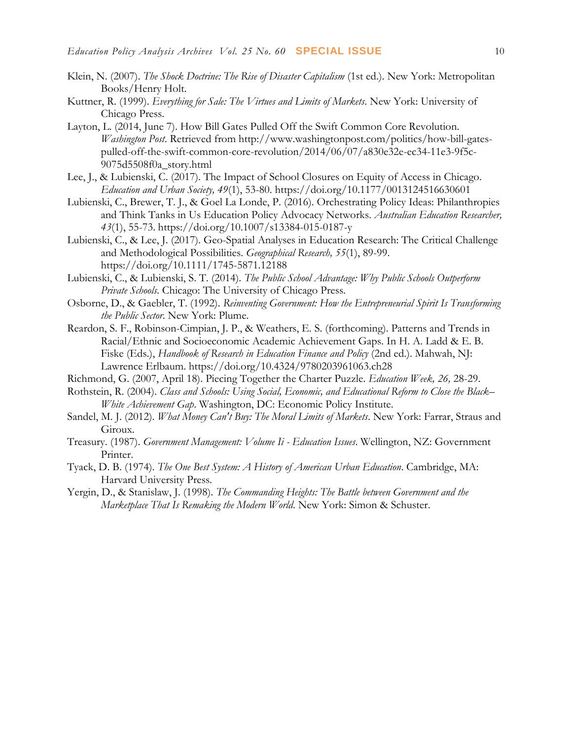Klein, N. (2007). *The Shock Doctrine: The Rise of Disaster Capitalism* (1st ed.). New York: Metropolitan Books/Henry Holt.

Kuttner, R. (1999). *Everything for Sale: The Virtues and Limits of Markets*. New York: University of Chicago Press.

Layton, L. (2014, June 7). How Bill Gates Pulled Off the Swift Common Core Revolution. *Washington Post*. Retrieved from http://www.washingtonpost.com/politics/how-bill-gates-pulled-off-the-swift-common-core-revolution/2014/06/07/a830e32e-ec34-11e3-9f5c-9075d5508f0a_story.html

Lee, J., & Lubienski, C. (2017). The Impact of School Closures on Equity of Access in Chicago. *Education and Urban Society, 49*(1), 53-80. https://doi.org/10.1177/0013124516630601

Lubienski, C., Brewer, T. J., & Goel La Londe, P. (2016). Orchestrating Policy Ideas: Philanthropies and Think Tanks in Us Education Policy Advocacy Networks. *Australian Education Researcher, 43*(1), 55-73. https://doi.org/10.1007/s13384-015-0187-y

Lubienski, C., & Lee, J. (2017). Geo-Spatial Analyses in Education Research: The Critical Challenge and Methodological Possibilities. *Geographical Research, 55*(1), 89-99. https://doi.org/10.1111/1745-5871.12188

Lubienski, C., & Lubienski, S. T. (2014). *The Public School Advantage: Why Public Schools Outperform Private Schools*. Chicago: The University of Chicago Press.

Osborne, D., & Gaebler, T. (1992). *Reinventing Government: How the Entrepreneurial Spirit Is Transforming the Public Sector*. New York: Plume.

Reardon, S. F., Robinson-Cimpian, J. P., & Weathers, E. S. (forthcoming). Patterns and Trends in Racial/Ethnic and Socioeconomic Academic Achievement Gaps. In H. A. Ladd & E. B. Fiske (Eds.), *Handbook of Research in Education Finance and Policy* (2nd ed.). Mahwah, NJ: Lawrence Erlbaum. https://doi.org/10.4324/9780203961063.ch28

Richmond, G. (2007, April 18). Piecing Together the Charter Puzzle. *Education Week, 26,* 28-29.

Rothstein, R. (2004). *Class and Schools: Using Social, Economic, and Educational Reform to Close the Black–White Achievement Gap*. Washington, DC: Economic Policy Institute.

Sandel, M. J. (2012). *What Money Can't Buy: The Moral Limits of Markets*. New York: Farrar, Straus and Giroux.

Treasury. (1987). *Government Management: Volume Ii - Education Issues*. Wellington, NZ: Government Printer.

Tyack, D. B. (1974). *The One Best System: A History of American Urban Education*. Cambridge, MA: Harvard University Press.

Yergin, D., & Stanislaw, J. (1998). *The Commanding Heights: The Battle between Government and the Marketplace That Is Remaking the Modern World*. New York: Simon & Schuster.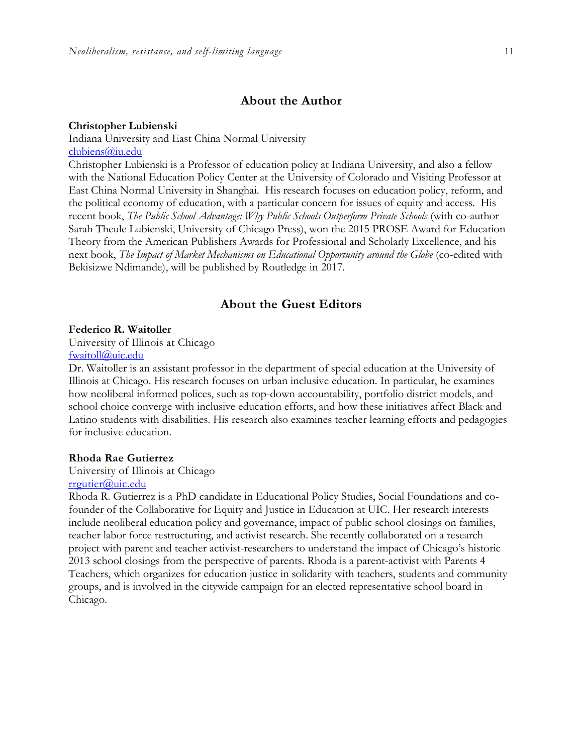## About the Author

**Christopher Lubienski**
Indiana University and East China Normal University
clubiens@iu.edu
Christopher Lubienski is a Professor of education policy at Indiana University, and also a fellow with the National Education Policy Center at the University of Colorado and Visiting Professor at East China Normal University in Shanghai. His research focuses on education policy, reform, and the political economy of education, with a particular concern for issues of equity and access. His recent book, *The Public School Advantage: Why Public Schools Outperform Private Schools* (with co-author Sarah Theule Lubienski, University of Chicago Press), won the 2015 PROSE Award for Education Theory from the American Publishers Awards for Professional and Scholarly Excellence, and his next book, *The Impact of Market Mechanisms on Educational Opportunity around the Globe* (co-edited with Bekisizwe Ndimande), will be published by Routledge in 2017.

## About the Guest Editors

**Federico R. Waitoller**
University of Illinois at Chicago
fwaitoll@uic.edu
Dr. Waitoller is an assistant professor in the department of special education at the University of Illinois at Chicago. His research focuses on urban inclusive education. In particular, he examines how neoliberal informed polices, such as top-down accountability, portfolio district models, and school choice converge with inclusive education efforts, and how these initiatives affect Black and Latino students with disabilities. His research also examines teacher learning efforts and pedagogies for inclusive education.

**Rhoda Rae Gutierrez**
University of Illinois at Chicago
rrgutier@uic.edu
Rhoda R. Gutierrez is a PhD candidate in Educational Policy Studies, Social Foundations and co-founder of the Collaborative for Equity and Justice in Education at UIC. Her research interests include neoliberal education policy and governance, impact of public school closings on families, teacher labor force restructuring, and activist research. She recently collaborated on a research project with parent and teacher activist-researchers to understand the impact of Chicago's historic 2013 school closings from the perspective of parents. Rhoda is a parent-activist with Parents 4 Teachers, which organizes for education justice in solidarity with teachers, students and community groups, and is involved in the citywide campaign for an elected representative school board in Chicago.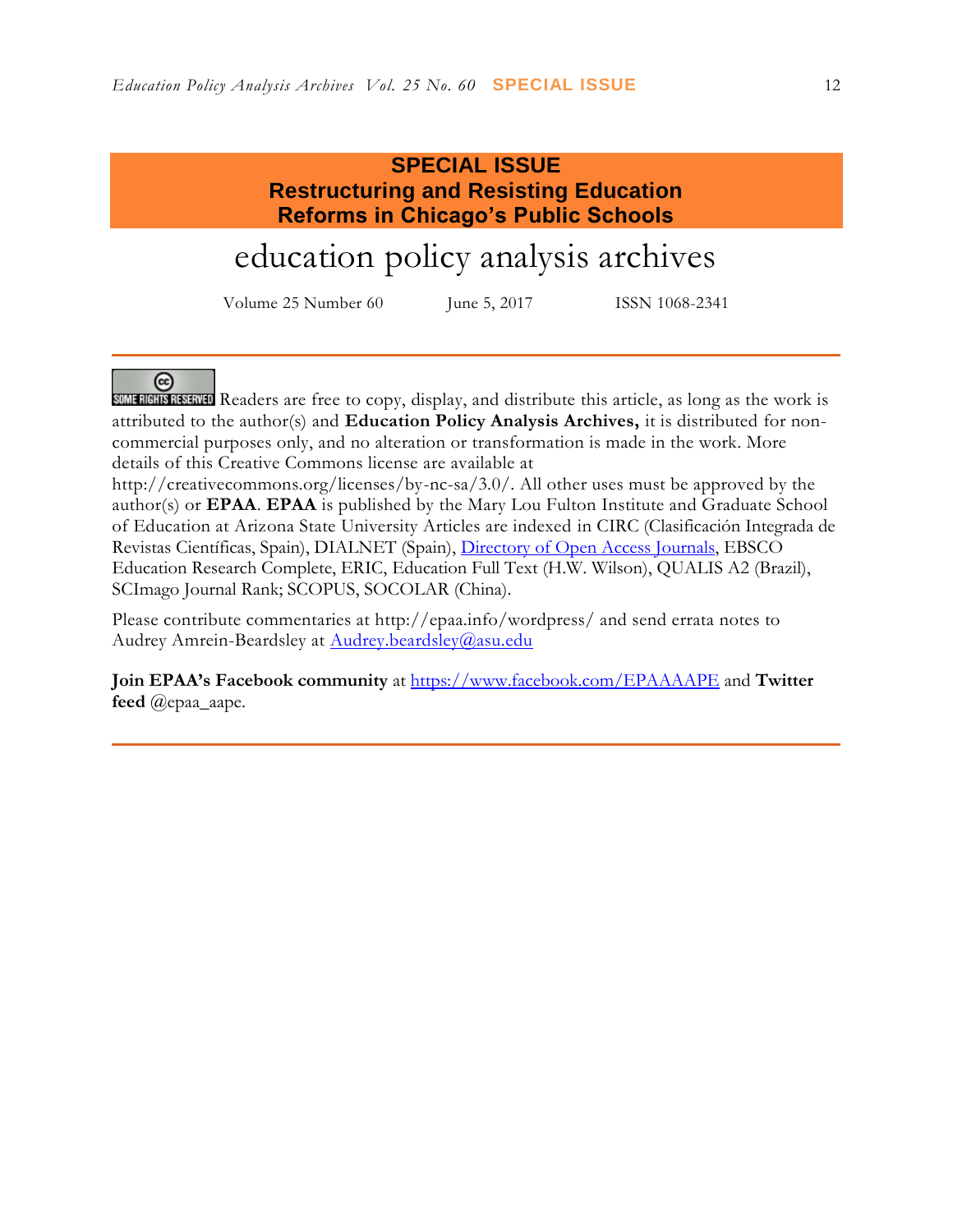# SPECIAL ISSUE
## Restructuring and Resisting Education Reforms in Chicago's Public Schools

# education policy analysis archives

Volume 25 Number 60 June 5, 2017 ISSN 1068-2341

---

SOME RIGHTS RESERVED Readers are free to copy, display, and distribute this article, as long as the work is attributed to the author(s) and **Education Policy Analysis Archives,** it is distributed for non-commercial purposes only, and no alteration or transformation is made in the work. More details of this Creative Commons license are available at http://creativecommons.org/licenses/by-nc-sa/3.0/. All other uses must be approved by the author(s) or **EPAA**. **EPAA** is published by the Mary Lou Fulton Institute and Graduate School of Education at Arizona State University Articles are indexed in CIRC (Clasificación Integrada de Revistas Científicas, Spain), DIALNET (Spain), Directory of Open Access Journals, EBSCO Education Research Complete, ERIC, Education Full Text (H.W. Wilson), QUALIS A2 (Brazil), SCImago Journal Rank; SCOPUS, SOCOLAR (China).

Please contribute commentaries at http://epaa.info/wordpress/ and send errata notes to Audrey Amrein-Beardsley at Audrey.beardsley@asu.edu

**Join EPAA's Facebook community** at https://www.facebook.com/EPAAAAPE and **Twitter feed** @epaa_aape.

---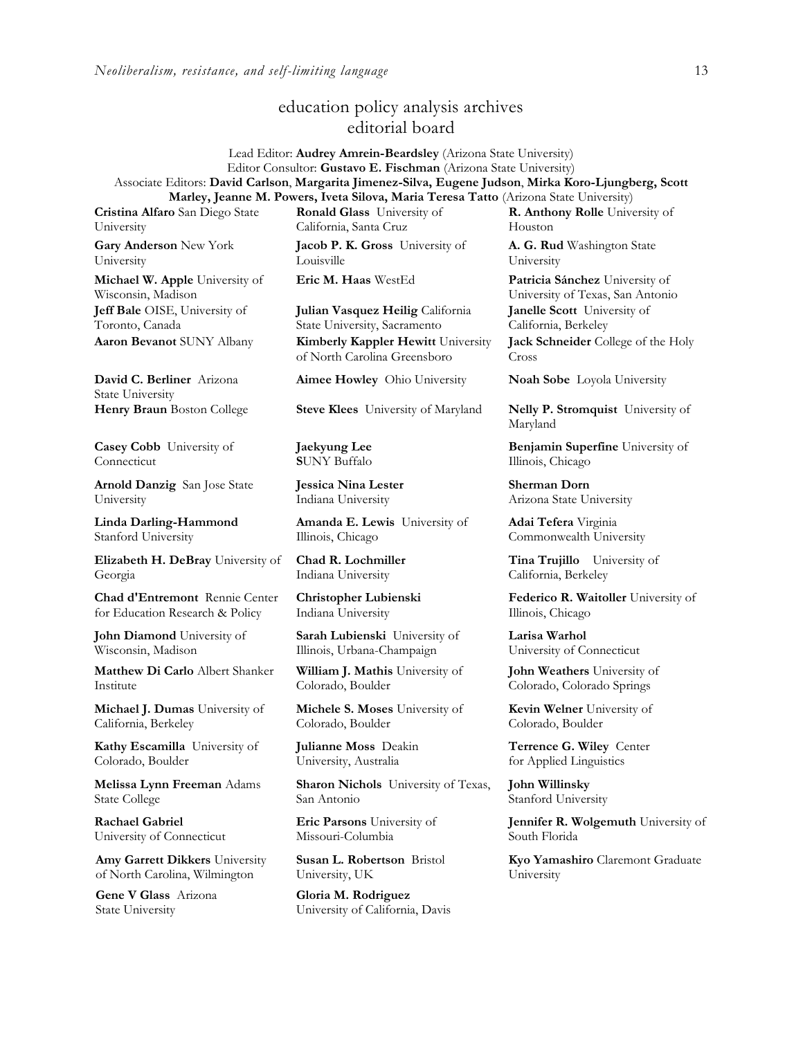# education policy analysis archives
## editorial board

Lead Editor: **Audrey Amrein-Beardsley** (Arizona State University)
Editor Consultor: **Gustavo E. Fischman** (Arizona State University)
Associate Editors: **David Carlson**, **Margarita Jimenez-Silva, Eugene Judson**, **Mirka Koro-Ljungberg, Scott Marley, Jeanne M. Powers, Iveta Silova, Maria Teresa Tatto** (Arizona State University)

**Cristina Alfaro** San Diego State University

**Gary Anderson** New York University

**Michael W. Apple** University of Wisconsin, Madison

**Jeff Bale** OISE, University of Toronto, Canada

**Aaron Bevanot** SUNY Albany

**David C. Berliner** Arizona State University

**Henry Braun** Boston College

**Casey Cobb** University of Connecticut

**Arnold Danzig** San Jose State University

**Linda Darling-Hammond** Stanford University

**Elizabeth H. DeBray** University of Georgia

**Chad d'Entremont** Rennie Center for Education Research & Policy

**John Diamond** University of Wisconsin, Madison

**Matthew Di Carlo** Albert Shanker Institute

**Michael J. Dumas** University of California, Berkeley

**Kathy Escamilla** University of Colorado, Boulder

**Melissa Lynn Freeman** Adams State College

**Rachael Gabriel** University of Connecticut

**Amy Garrett Dikkers** University of North Carolina, Wilmington

**Gene V Glass** Arizona State University

**Ronald Glass** University of California, Santa Cruz

**Jacob P. K. Gross** University of Louisville

**Eric M. Haas** WestEd

**Julian Vasquez Heilig** California State University, Sacramento

**Kimberly Kappler Hewitt** University of North Carolina Greensboro

**Aimee Howley** Ohio University

**Steve Klees** University of Maryland

**Jaekyung Lee** **S**UNY Buffalo

**Jessica Nina Lester** Indiana University

**Amanda E. Lewis** University of Illinois, Chicago

**Chad R. Lochmiller** Indiana University

**Christopher Lubienski** Indiana University

**Sarah Lubienski** University of Illinois, Urbana-Champaign

**William J. Mathis** University of Colorado, Boulder

**Michele S. Moses** University of Colorado, Boulder

**Julianne Moss** Deakin University, Australia

**Sharon Nichols** University of Texas, San Antonio

**Eric Parsons** University of Missouri-Columbia

**Susan L. Robertson** Bristol University, UK

**Gloria M. Rodriguez** University of California, Davis

**R. Anthony Rolle** University of Houston

**A. G. Rud** Washington State University

**Patricia Sánchez** University of University of Texas, San Antonio

**Janelle Scott** University of California, Berkeley

**Jack Schneider** College of the Holy Cross

**Noah Sobe** Loyola University

**Nelly P. Stromquist** University of Maryland

**Benjamin Superfine** University of Illinois, Chicago

**Sherman Dorn** Arizona State University

**Adai Tefera** Virginia Commonwealth University

**Tina Trujillo** University of California, Berkeley

**Federico R. Waitoller** University of Illinois, Chicago

**Larisa Warhol** University of Connecticut

**John Weathers** University of Colorado, Colorado Springs

**Kevin Welner** University of Colorado, Boulder

**Terrence G. Wiley** Center for Applied Linguistics

**John Willinsky** Stanford University

**Jennifer R. Wolgemuth** University of South Florida

**Kyo Yamashiro** Claremont Graduate University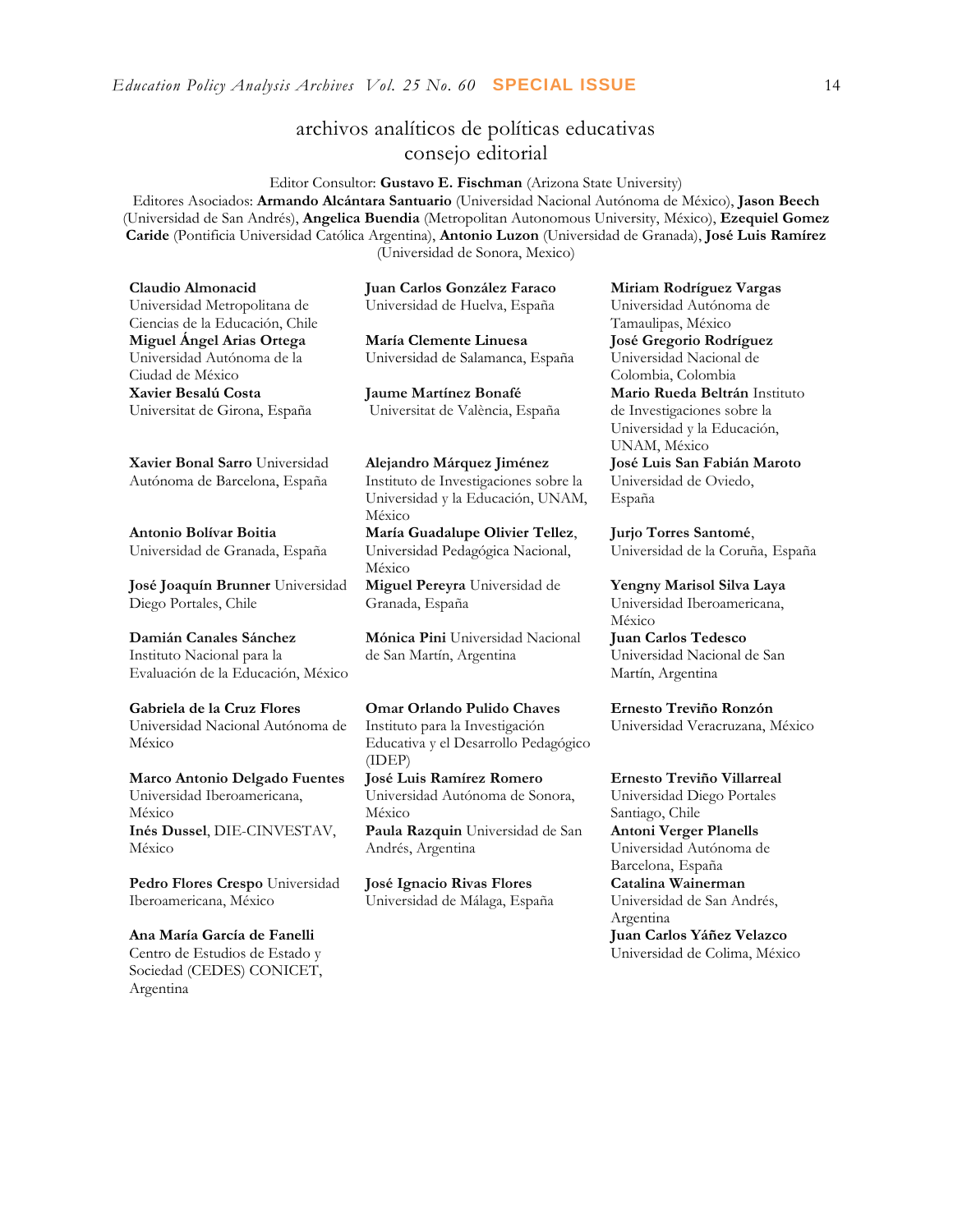# archivos analíticos de políticas educativas
## consejo editorial

Editor Consultor: **Gustavo E. Fischman** (Arizona State University)

Editores Asociados: **Armando Alcántara Santuario** (Universidad Nacional Autónoma de México), **Jason Beech** (Universidad de San Andrés), **Angelica Buendia** (Metropolitan Autonomous University, México), **Ezequiel Gomez Caride** (Pontificia Universidad Católica Argentina), **Antonio Luzon** (Universidad de Granada), **José Luis Ramírez** (Universidad de Sonora, Mexico)

**Claudio Almonacid**
Universidad Metropolitana de Ciencias de la Educación, Chile

**Miguel Ángel Arias Ortega**
Universidad Autónoma de la Ciudad de México

**Xavier Besalú Costa**
Universitat de Girona, España

**Xavier Bonal Sarro** Universidad Autónoma de Barcelona, España

**Antonio Bolívar Boitia**
Universidad de Granada, España

**José Joaquín Brunner** Universidad Diego Portales, Chile

**Damián Canales Sánchez**
Instituto Nacional para la Evaluación de la Educación, México

**Gabriela de la Cruz Flores**
Universidad Nacional Autónoma de México

**Marco Antonio Delgado Fuentes**
Universidad Iberoamericana, México

**Inés Dussel**, DIE-CINVESTAV, México

**Pedro Flores Crespo** Universidad Iberoamericana, México

**Ana María García de Fanelli**
Centro de Estudios de Estado y Sociedad (CEDES) CONICET, Argentina

**Juan Carlos González Faraco**
Universidad de Huelva, España

**María Clemente Linuesa**
Universidad de Salamanca, España

**Jaume Martínez Bonafé**
Universitat de València, España

**Alejandro Márquez Jiménez**
Instituto de Investigaciones sobre la Universidad y la Educación, UNAM, México

**María Guadalupe Olivier Tellez**, Universidad Pedagógica Nacional, México

**Miguel Pereyra** Universidad de Granada, España

**Mónica Pini** Universidad Nacional de San Martín, Argentina

**Omar Orlando Pulido Chaves**
Instituto para la Investigación Educativa y el Desarrollo Pedagógico (IDEP)

**José Luis Ramírez Romero**
Universidad Autónoma de Sonora, México

**Paula Razquin** Universidad de San Andrés, Argentina

**José Ignacio Rivas Flores**
Universidad de Málaga, España

**Miriam Rodríguez Vargas**
Universidad Autónoma de Tamaulipas, México

**José Gregorio Rodríguez**
Universidad Nacional de Colombia, Colombia

**Mario Rueda Beltrán** Instituto de Investigaciones sobre la Universidad y la Educación, UNAM, México

**José Luis San Fabián Maroto**
Universidad de Oviedo, España

**Jurjo Torres Santomé**, Universidad de la Coruña, España

**Yengny Marisol Silva Laya**
Universidad Iberoamericana, México

**Juan Carlos Tedesco**
Universidad Nacional de San Martín, Argentina

**Ernesto Treviño Ronzón**
Universidad Veracruzana, México

**Ernesto Treviño Villarreal**
Universidad Diego Portales Santiago, Chile

**Antoni Verger Planells**
Universidad Autónoma de Barcelona, España

**Catalina Wainerman**
Universidad de San Andrés, Argentina

**Juan Carlos Yáñez Velazco**
Universidad de Colima, México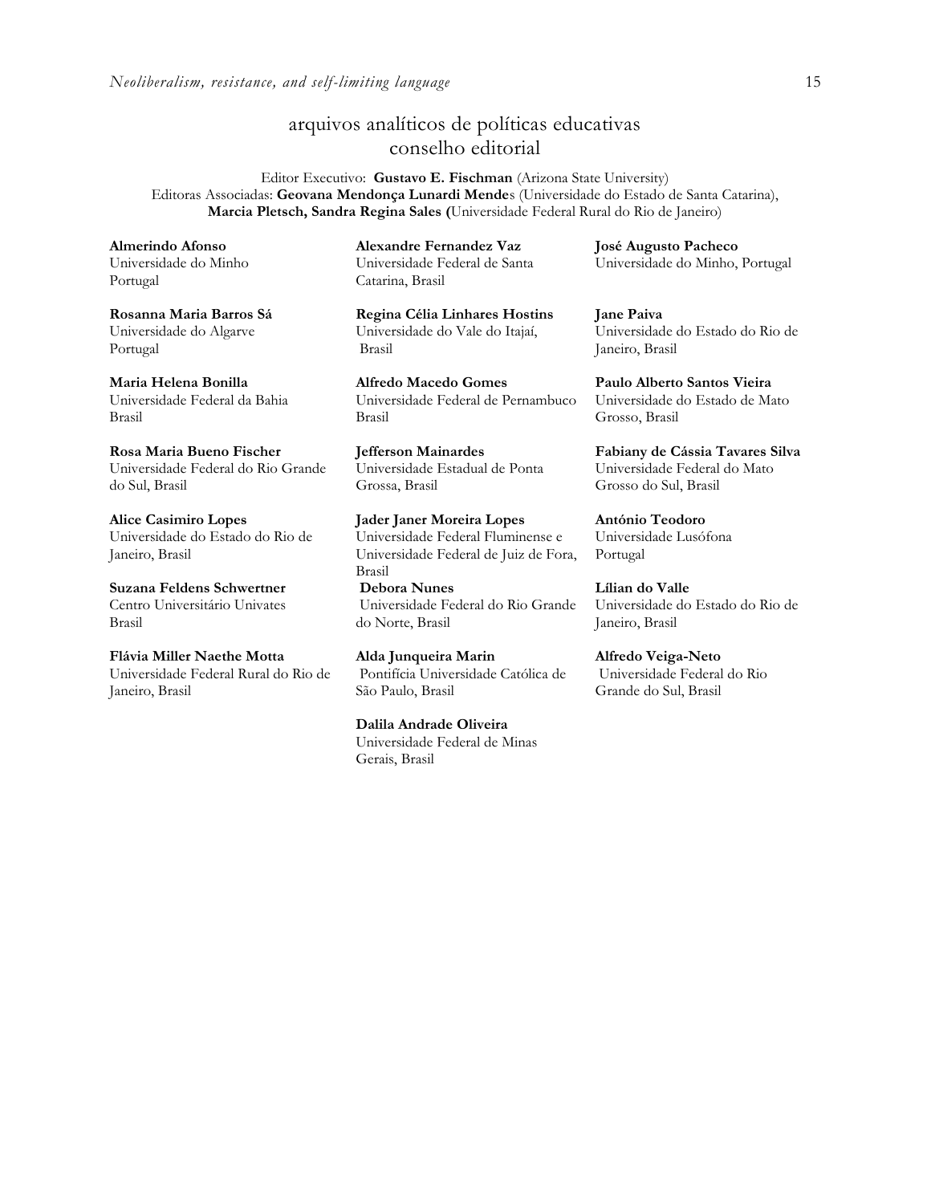# arquivos analíticos de políticas educativas
## conselho editorial

Editor Executivo: **Gustavo E. Fischman** (Arizona State University)
Editoras Associadas: **Geovana Mendonça Lunardi Mende**s (Universidade do Estado de Santa Catarina),
**Marcia Pletsch, Sandra Regina Sales (**Universidade Federal Rural do Rio de Janeiro)

**Almerindo Afonso**
Universidade do Minho
Portugal

**Rosanna Maria Barros Sá**
Universidade do Algarve
Portugal

**Maria Helena Bonilla**
Universidade Federal da Bahia
Brasil

**Rosa Maria Bueno Fischer**
Universidade Federal do Rio Grande do Sul, Brasil

**Alice Casimiro Lopes**
Universidade do Estado do Rio de Janeiro, Brasil

**Suzana Feldens Schwertner**
Centro Universitário Univates
Brasil

**Flávia Miller Naethe Motta**
Universidade Federal Rural do Rio de Janeiro, Brasil

**Alexandre Fernandez Vaz**
Universidade Federal de Santa Catarina, Brasil

**Regina Célia Linhares Hostins**
Universidade do Vale do Itajaí, Brasil

**Alfredo Macedo Gomes**
Universidade Federal de Pernambuco
Brasil

**Jefferson Mainardes**
Universidade Estadual de Ponta Grossa, Brasil

**Jader Janer Moreira Lopes**
Universidade Federal Fluminense e Universidade Federal de Juiz de Fora, Brasil

**Debora Nunes**
Universidade Federal do Rio Grande do Norte, Brasil

**Alda Junqueira Marin**
Pontifícia Universidade Católica de São Paulo, Brasil

**Dalila Andrade Oliveira**
Universidade Federal de Minas Gerais, Brasil

**José Augusto Pacheco**
Universidade do Minho, Portugal

**Jane Paiva**
Universidade do Estado do Rio de Janeiro, Brasil

**Paulo Alberto Santos Vieira**
Universidade do Estado de Mato Grosso, Brasil

**Fabiany de Cássia Tavares Silva**
Universidade Federal do Mato Grosso do Sul, Brasil

**António Teodoro**
Universidade Lusófona
Portugal

**Lílian do Valle**
Universidade do Estado do Rio de Janeiro, Brasil

**Alfredo Veiga-Neto**
Universidade Federal do Rio Grande do Sul, Brasil